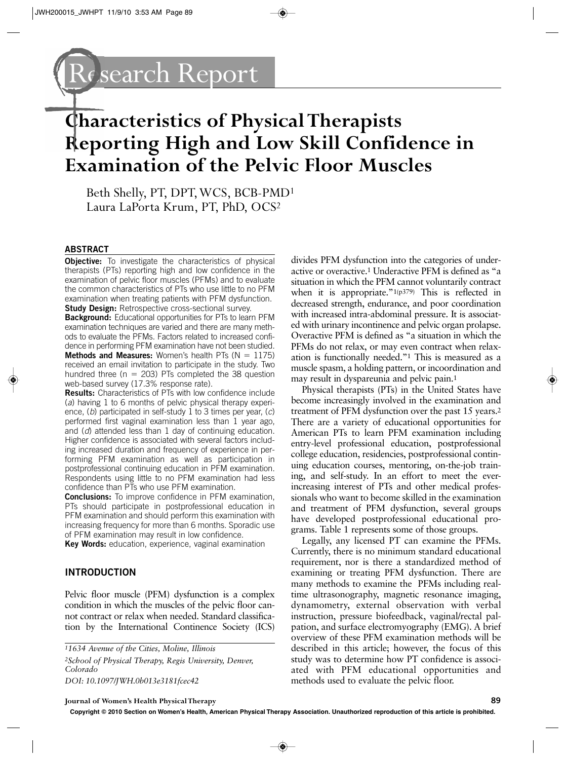# Research Report

# Characteristics of Physical Therapists Reporting High and Low Skill Confidence in Examination of the Pelvic Floor Muscles

Beth Shelly, PT, DPT, WCS, BCB-PMD[1]
Laura LaPorta Krum, PT, PhD, OCS[2]

## ABSTRACT

**Objective:** To investigate the characteristics of physical therapists (PTs) reporting high and low confidence in the examination of pelvic floor muscles (PFMs) and to evaluate the common characteristics of PTs who use little to no PFM examination when treating patients with PFM dysfunction.

**Study Design:** Retrospective cross-sectional survey.

**Background:** Educational opportunities for PTs to learn PFM examination techniques are varied and there are many methods to evaluate the PFMs. Factors related to increased confidence in performing PFM examination have not been studied.

**Methods and Measures:** Women's health PTs (N = 1175) received an email invitation to participate in the study. Two hundred three (n = 203) PTs completed the 38 question web-based survey (17.3% response rate).

**Results:** Characteristics of PTs with low confidence include (*a*) having 1 to 6 months of pelvic physical therapy experience, (*b*) participated in self-study 1 to 3 times per year, (*c*) performed first vaginal examination less than 1 year ago, and (*d*) attended less than 1 day of continuing education. Higher confidence is associated with several factors including increased duration and frequency of experience in performing PFM examination as well as participation in postprofessional continuing education in PFM examination. Respondents using little to no PFM examination had less confidence than PTs who use PFM examination.

**Conclusions:** To improve confidence in PFM examination, PTs should participate in postprofessional education in PFM examination and should perform this examination with increasing frequency for more than 6 months. Sporadic use of PFM examination may result in low confidence.

**Key Words:** education, experience, vaginal examination

## INTRODUCTION

Pelvic floor muscle (PFM) dysfunction is a complex condition in which the muscles of the pelvic floor cannot contract or relax when needed. Standard classification by the International Continence Society (ICS) divides PFM dysfunction into the categories of underactive or overactive.[1] Underactive PFM is defined as "a situation in which the PFM cannot voluntarily contract when it is appropriate."[1(p379)] This is reflected in decreased strength, endurance, and poor coordination with increased intra-abdominal pressure. It is associated with urinary incontinence and pelvic organ prolapse. Overactive PFM is defined as "a situation in which the PFMs do not relax, or may even contract when relaxation is functionally needed."[1] This is measured as a muscle spasm, a holding pattern, or incoordination and may result in dyspareunia and pelvic pain.[1]

Physical therapists (PTs) in the United States have become increasingly involved in the examination and treatment of PFM dysfunction over the past 15 years.[2] There are a variety of educational opportunities for American PTs to learn PFM examination including entry-level professional education, postprofessional college education, residencies, postprofessional continuing education courses, mentoring, on-the-job training, and self-study. In an effort to meet the ever-increasing interest of PTs and other medical professionals who want to become skilled in the examination and treatment of PFM dysfunction, several groups have developed postprofessional educational programs. Table 1 represents some of those groups.

Legally, any licensed PT can examine the PFMs. Currently, there is no minimum standard educational requirement, nor is there a standardized method of examining or treating PFM dysfunction. There are many methods to examine the PFMs including real-time ultrasonography, magnetic resonance imaging, dynamometry, external observation with verbal instruction, pressure biofeedback, vaginal/rectal palpation, and surface electromyography (EMG). A brief overview of these PFM examination methods will be described in this article; however, the focus of this study was to determine how PT confidence is associated with PFM educational opportunities and methods used to evaluate the pelvic floor.

*[1]1634 Avenue of the Cities, Moline, Illinois*

*[2]School of Physical Therapy, Regis University, Denver, Colorado*

*DOI: 10.1097/JWH.0b013e3181fcec42*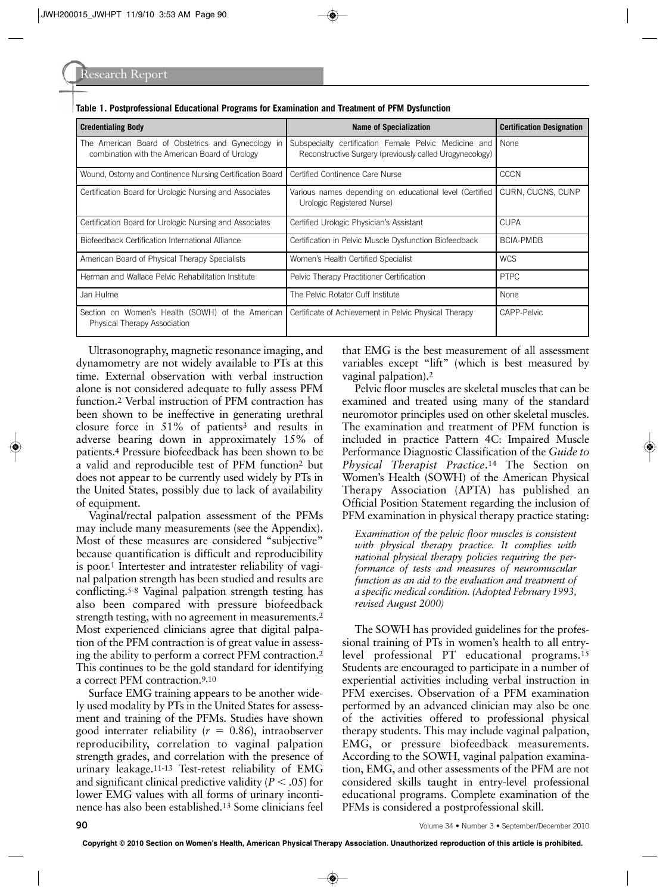**Table 1. Postprofessional Educational Programs for Examination and Treatment of PFM Dysfunction**

| Credentialing Body | Name of Specialization | Certification Designation |
|---|---|---|
| The American Board of Obstetrics and Gynecology in combination with the American Board of Urology | Subspecialty certification Female Pelvic Medicine and Reconstructive Surgery (previously called Urogynecology) | None |
| Wound, Ostomy and Continence Nursing Certification Board | Certified Continence Care Nurse | CCCN |
| Certification Board for Urologic Nursing and Associates | Various names depending on educational level (Certified Urologic Registered Nurse) | CURN, CUCNS, CUNP |
| Certification Board for Urologic Nursing and Associates | Certified Urologic Physician's Assistant | CUPA |
| Biofeedback Certification International Alliance | Certification in Pelvic Muscle Dysfunction Biofeedback | BCIA-PMDB |
| American Board of Physical Therapy Specialists | Women's Health Certified Specialist | WCS |
| Herman and Wallace Pelvic Rehabilitation Institute | Pelvic Therapy Practitioner Certification | PTPC |
| Jan Hulme | The Pelvic Rotator Cuff Institute | None |
| Section on Women's Health (SOWH) of the American Physical Therapy Association | Certificate of Achievement in Pelvic Physical Therapy | CAPP-Pelvic |

Ultrasonography, magnetic resonance imaging, and dynamometry are not widely available to PTs at this time. External observation with verbal instruction alone is not considered adequate to fully assess PFM function.[2] Verbal instruction of PFM contraction has been shown to be ineffective in generating urethral closure force in 51% of patients[3] and results in adverse bearing down in approximately 15% of patients.[4] Pressure biofeedback has been shown to be a valid and reproducible test of PFM function[2] but does not appear to be currently used widely by PTs in the United States, possibly due to lack of availability of equipment.

Vaginal/rectal palpation assessment of the PFMs may include many measurements (see the Appendix). Most of these measures are considered "subjective" because quantification is difficult and reproducibility is poor.[1] Intertester and intratester reliability of vaginal palpation strength has been studied and results are conflicting.[5-8] Vaginal palpation strength testing has also been compared with pressure biofeedback strength testing, with no agreement in measurements.[2] Most experienced clinicians agree that digital palpation of the PFM contraction is of great value in assessing the ability to perform a correct PFM contraction.[2] This continues to be the gold standard for identifying a correct PFM contraction.[9,10]

Surface EMG training appears to be another widely used modality by PTs in the United States for assessment and training of the PFMs. Studies have shown good interrater reliability ($r = 0.86$), intraobserver reproducibility, correlation to vaginal palpation strength grades, and correlation with the presence of urinary leakage.[11-13] Test-retest reliability of EMG and significant clinical predictive validity ($P < .05$) for lower EMG values with all forms of urinary incontinence has also been established.[13] Some clinicians feel that EMG is the best measurement of all assessment variables except "lift" (which is best measured by vaginal palpation).[2]

Pelvic floor muscles are skeletal muscles that can be examined and treated using many of the standard neuromotor principles used on other skeletal muscles. The examination and treatment of PFM function is included in practice Pattern 4C: Impaired Muscle Performance Diagnostic Classification of the *Guide to Physical Therapist Practice*.[14] The Section on Women's Health (SOWH) of the American Physical Therapy Association (APTA) has published an Official Position Statement regarding the inclusion of PFM examination in physical therapy practice stating:

> *Examination of the pelvic floor muscles is consistent with physical therapy practice. It complies with national physical therapy policies requiring the performance of tests and measures of neuromuscular function as an aid to the evaluation and treatment of a specific medical condition. (Adopted February 1993, revised August 2000)*

The SOWH has provided guidelines for the professional training of PTs in women's health to all entry-level professional PT educational programs.[15] Students are encouraged to participate in a number of experiential activities including verbal instruction in PFM exercises. Observation of a PFM examination performed by an advanced clinician may also be one of the activities offered to professional physical therapy students. This may include vaginal palpation, EMG, or pressure biofeedback measurements. According to the SOWH, vaginal palpation examination, EMG, and other assessments of the PFM are not considered skills taught in entry-level professional educational programs. Complete examination of the PFMs is considered a postprofessional skill.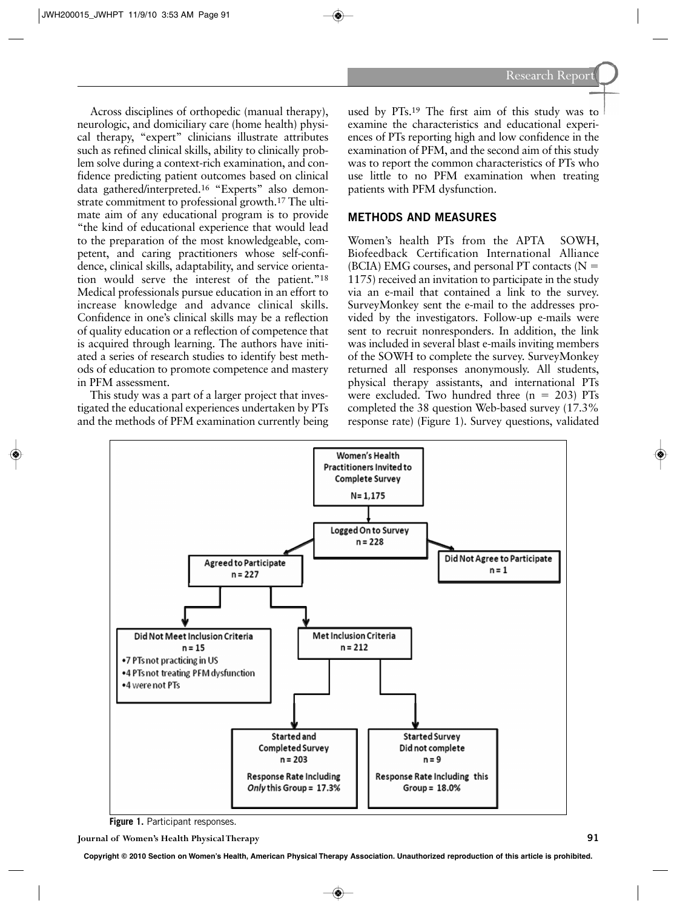Across disciplines of orthopedic (manual therapy), neurologic, and domiciliary care (home health) physical therapy, "expert" clinicians illustrate attributes such as refined clinical skills, ability to clinically problem solve during a context-rich examination, and confidence predicting patient outcomes based on clinical data gathered/interpreted.[16] "Experts" also demonstrate commitment to professional growth.[17] The ultimate aim of any educational program is to provide "the kind of educational experience that would lead to the preparation of the most knowledgeable, competent, and caring practitioners whose self-confidence, clinical skills, adaptability, and service orientation would serve the interest of the patient."[18] Medical professionals pursue education in an effort to increase knowledge and advance clinical skills. Confidence in one's clinical skills may be a reflection of quality education or a reflection of competence that is acquired through learning. The authors have initiated a series of research studies to identify best methods of education to promote competence and mastery in PFM assessment.

This study was a part of a larger project that investigated the educational experiences undertaken by PTs and the methods of PFM examination currently being used by PTs.[19] The first aim of this study was to examine the characteristics and educational experiences of PTs reporting high and low confidence in the examination of PFM, and the second aim of this study was to report the common characteristics of PTs who use little to no PFM examination when treating patients with PFM dysfunction.

## METHODS AND MEASURES

Women's health PTs from the APTA SOWH, Biofeedback Certification International Alliance (BCIA) EMG courses, and personal PT contacts (N = 1175) received an invitation to participate in the study via an e-mail that contained a link to the survey. SurveyMonkey sent the e-mail to the addresses provided by the investigators. Follow-up e-mails were sent to recruit nonresponders. In addition, the link was included in several blast e-mails inviting members of the SOWH to complete the survey. SurveyMonkey returned all responses anonymously. All students, physical therapy assistants, and international PTs were excluded. Two hundred three (n = 203) PTs completed the 38 question Web-based survey (17.3% response rate) (Figure 1). Survey questions, validated

- Women's Health Practitioners Invited to Complete Survey N= 1,175
  - Logged On to Survey n = 228
    - Did Not Agree to Participate n = 1
    - Agreed to Participate n = 227
      - Did Not Meet Inclusion Criteria n = 15
        - 7 PTs not practicing in US
        - 4 PTs not treating PFM dysfunction
        - 4 were not PTs
      - Met Inclusion Criteria n = 212
        - Started and Completed Survey n = 203 — Response Rate Including *Only* this Group = 17.3%
        - Started Survey Did not complete n = 9 — Response Rate Including this Group = 18.0%

**Figure 1.** Participant responses.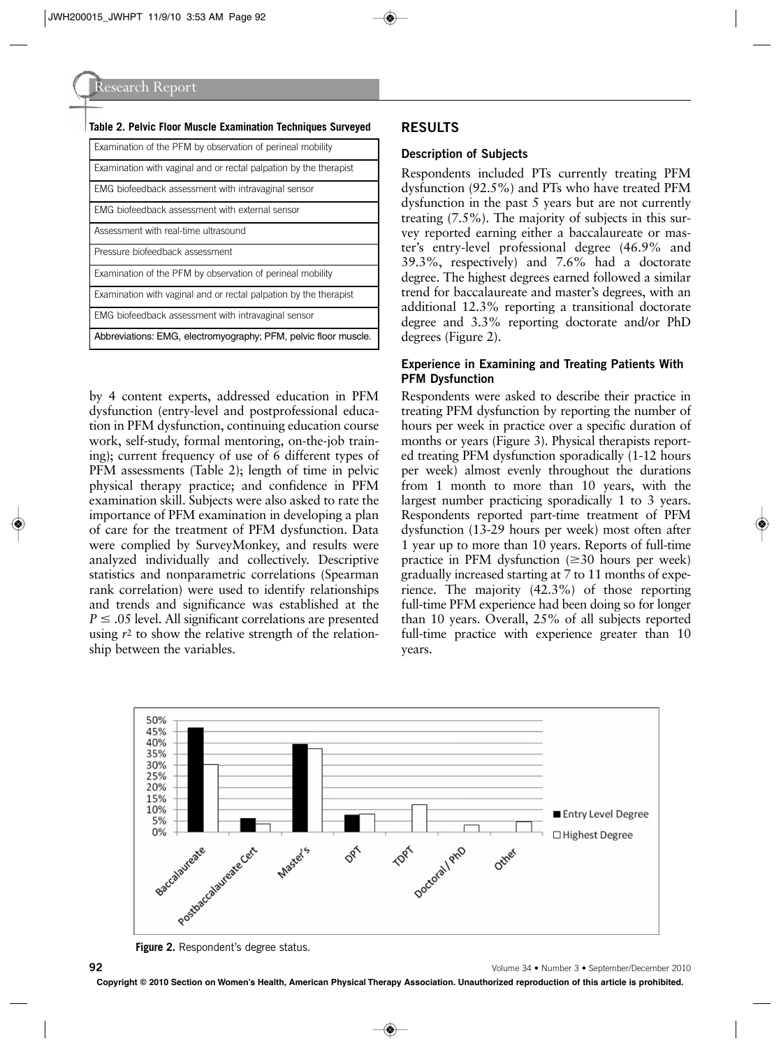**Table 2. Pelvic Floor Muscle Examination Techniques Surveyed**

| Examination Technique |
|---|
| Examination of the PFM by observation of perineal mobility |
| Examination with vaginal and or rectal palpation by the therapist |
| EMG biofeedback assessment with intravaginal sensor |
| EMG biofeedback assessment with external sensor |
| Assessment with real-time ultrasound |
| Pressure biofeedback assessment |
| Examination of the PFM by observation of perineal mobility |
| Examination with vaginal and or rectal palpation by the therapist |
| EMG biofeedback assessment with intravaginal sensor |

Abbreviations: EMG, electromyography; PFM, pelvic floor muscle.

by 4 content experts, addressed education in PFM dysfunction (entry-level and postprofessional education in PFM dysfunction, continuing education course work, self-study, formal mentoring, on-the-job training); current frequency of use of 6 different types of PFM assessments (Table 2); length of time in pelvic physical therapy practice; and confidence in PFM examination skill. Subjects were also asked to rate the importance of PFM examination in developing a plan of care for the treatment of PFM dysfunction. Data were complied by SurveyMonkey, and results were analyzed individually and collectively. Descriptive statistics and nonparametric correlations (Spearman rank correlation) were used to identify relationships and trends and significance was established at the $P \leq .05$ level. All significant correlations are presented using $r^2$ to show the relative strength of the relationship between the variables.

## RESULTS

### Description of Subjects

Respondents included PTs currently treating PFM dysfunction (92.5%) and PTs who have treated PFM dysfunction in the past 5 years but are not currently treating (7.5%). The majority of subjects in this survey reported earning either a baccalaureate or master's entry-level professional degree (46.9% and 39.3%, respectively) and 7.6% had a doctorate degree. The highest degrees earned followed a similar trend for baccalaureate and master's degrees, with an additional 12.3% reporting a transitional doctorate degree and 3.3% reporting doctorate and/or PhD degrees (Figure 2).

### Experience in Examining and Treating Patients With PFM Dysfunction

Respondents were asked to describe their practice in treating PFM dysfunction by reporting the number of hours per week in practice over a specific duration of months or years (Figure 3). Physical therapists reported treating PFM dysfunction sporadically (1-12 hours per week) almost evenly throughout the durations from 1 month to more than 10 years, with the largest number practicing sporadically 1 to 3 years. Respondents reported part-time treatment of PFM dysfunction (13-29 hours per week) most often after 1 year up to more than 10 years. Reports of full-time practice in PFM dysfunction ($\geq$30 hours per week) gradually increased starting at 7 to 11 months of experience. The majority (42.3%) of those reporting full-time PFM experience had been doing so for longer than 10 years. Overall, 25% of all subjects reported full-time practice with experience greater than 10 years.

**Figure 2.** Respondent's degree status.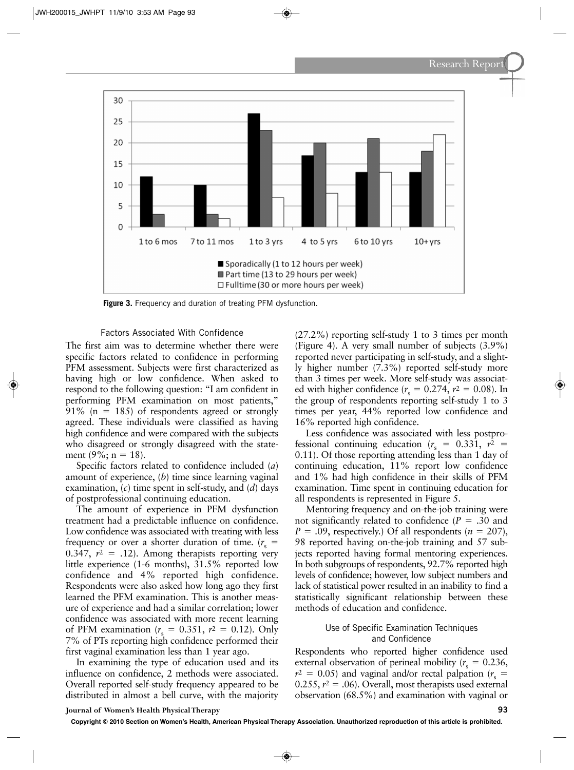**Figure 3.** Frequency and duration of treating PFM dysfunction.

### Factors Associated With Confidence

The first aim was to determine whether there were specific factors related to confidence in performing PFM assessment. Subjects were first characterized as having high or low confidence. When asked to respond to the following question: "I am confident in performing PFM examination on most patients," 91% (n = 185) of respondents agreed or strongly agreed. These individuals were classified as having high confidence and were compared with the subjects who disagreed or strongly disagreed with the statement (9%; n = 18).

Specific factors related to confidence included (*a*) amount of experience, (*b*) time since learning vaginal examination, (*c*) time spent in self-study, and (*d*) days of postprofessional continuing education.

The amount of experience in PFM dysfunction treatment had a predictable influence on confidence. Low confidence was associated with treating with less frequency or over a shorter duration of time. ($r_s$ = 0.347, $r^2$ = .12). Among therapists reporting very little experience (1-6 months), 31.5% reported low confidence and 4% reported high confidence. Respondents were also asked how long ago they first learned the PFM examination. This is another measure of experience and had a similar correlation; lower confidence was associated with more recent learning of PFM examination ($r_s$ = 0.351, $r^2$ = 0.12). Only 7% of PTs reporting high confidence performed their first vaginal examination less than 1 year ago.

In examining the type of education used and its influence on confidence, 2 methods were associated. Overall reported self-study frequency appeared to be distributed in almost a bell curve, with the majority (27.2%) reporting self-study 1 to 3 times per month (Figure 4). A very small number of subjects (3.9%) reported never participating in self-study, and a slightly higher number (7.3%) reported self-study more than 3 times per week. More self-study was associated with higher confidence ($r_s$ = 0.274, $r^2$ = 0.08). In the group of respondents reporting self-study 1 to 3 times per year, 44% reported low confidence and 16% reported high confidence.

Less confidence was associated with less postprofessional continuing education ($r_s$ = 0.331, $r^2$ = 0.11). Of those reporting attending less than 1 day of continuing education, 11% report low confidence and 1% had high confidence in their skills of PFM examination. Time spent in continuing education for all respondents is represented in Figure 5.

Mentoring frequency and on-the-job training were not significantly related to confidence ($P$ = .30 and $P$ = .09, respectively.) Of all respondents ($n$ = 207), 98 reported having on-the-job training and 57 subjects reported having formal mentoring experiences. In both subgroups of respondents, 92.7% reported high levels of confidence; however, low subject numbers and lack of statistical power resulted in an inability to find a statistically significant relationship between these methods of education and confidence.

### Use of Specific Examination Techniques and Confidence

Respondents who reported higher confidence used external observation of perineal mobility ($r_s$ = 0.236, $r^2$ = 0.05) and vaginal and/or rectal palpation ($r_s$ = 0.255, $r^2$ = .06). Overall, most therapists used external observation (68.5%) and examination with vaginal or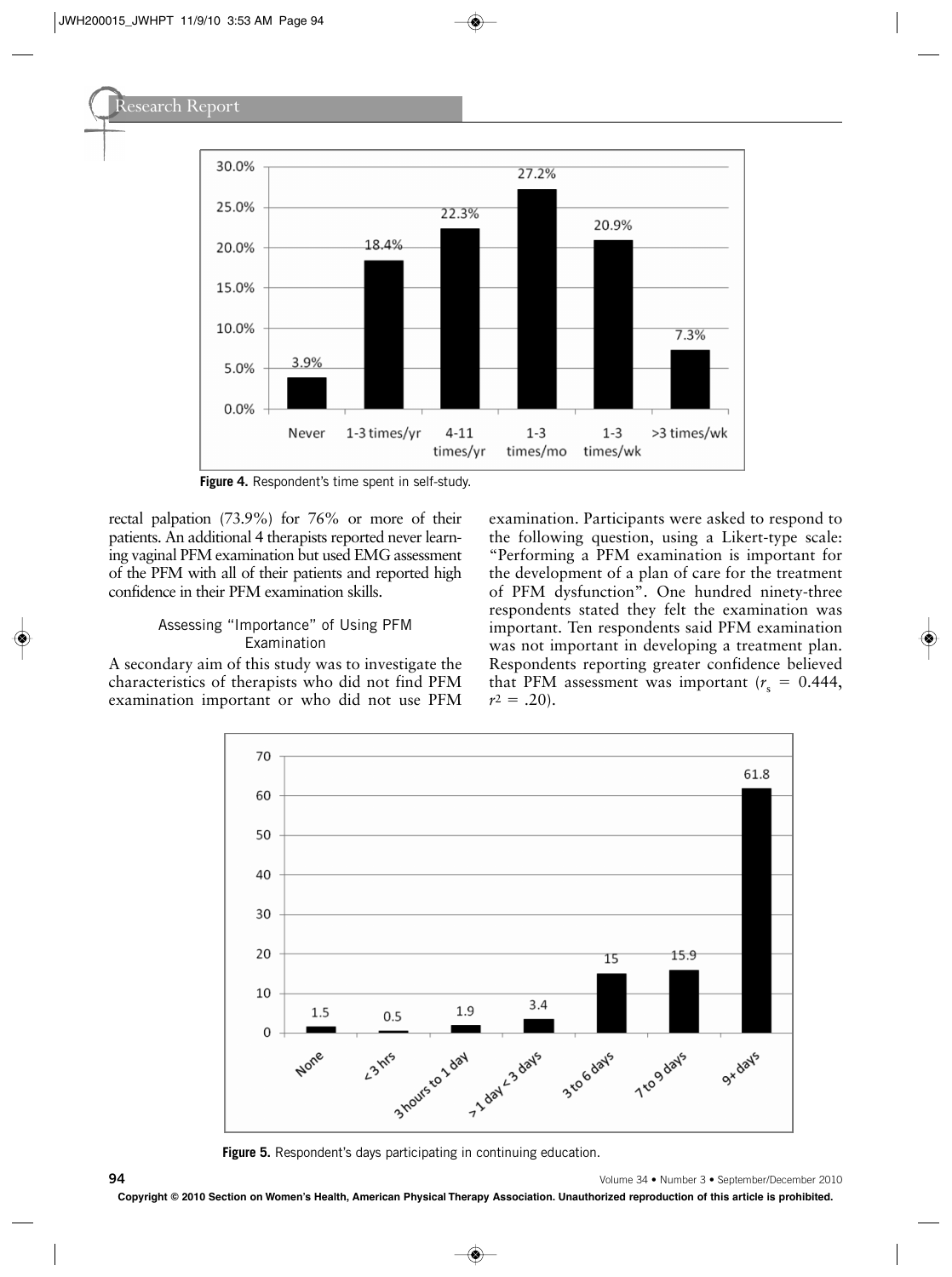Figure 4. Respondent's time spent in self-study.

rectal palpation (73.9%) for 76% or more of their patients. An additional 4 therapists reported never learning vaginal PFM examination but used EMG assessment of the PFM with all of their patients and reported high confidence in their PFM examination skills.

### Assessing "Importance" of Using PFM Examination

A secondary aim of this study was to investigate the characteristics of therapists who did not find PFM examination important or who did not use PFM examination. Participants were asked to respond to the following question, using a Likert-type scale: "Performing a PFM examination is important for the development of a plan of care for the treatment of PFM dysfunction". One hundred ninety-three respondents stated they felt the examination was important. Ten respondents said PFM examination was not important in developing a treatment plan. Respondents reporting greater confidence believed that PFM assessment was important ($r_s$ = 0.444, $r^2$ = .20).

Figure 5. Respondent's days participating in continuing education.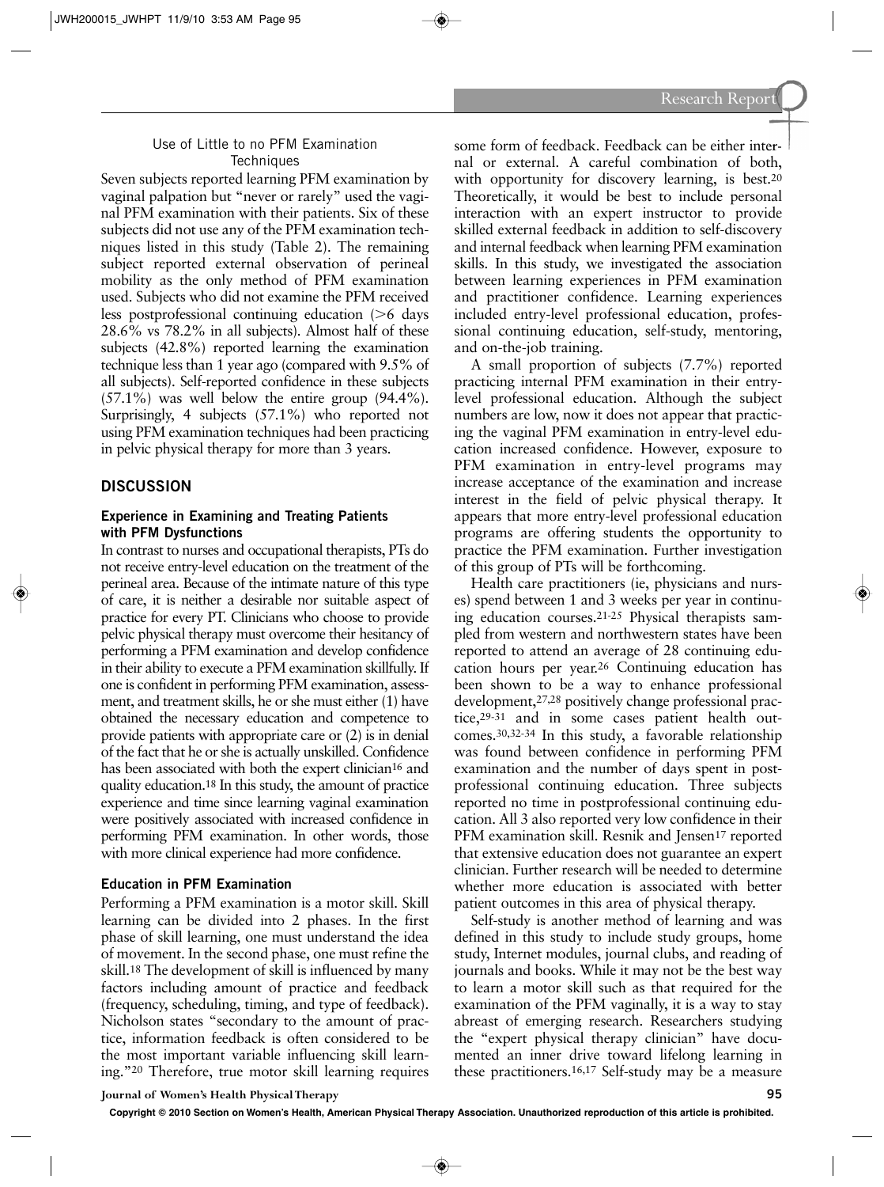#### Use of Little to no PFM Examination Techniques

Seven subjects reported learning PFM examination by vaginal palpation but "never or rarely" used the vaginal PFM examination with their patients. Six of these subjects did not use any of the PFM examination techniques listed in this study (Table 2). The remaining subject reported external observation of perineal mobility as the only method of PFM examination used. Subjects who did not examine the PFM received less postprofessional continuing education (>6 days 28.6% vs 78.2% in all subjects). Almost half of these subjects (42.8%) reported learning the examination technique less than 1 year ago (compared with 9.5% of all subjects). Self-reported confidence in these subjects (57.1%) was well below the entire group (94.4%). Surprisingly, 4 subjects (57.1%) who reported not using PFM examination techniques had been practicing in pelvic physical therapy for more than 3 years.

## DISCUSSION

### Experience in Examining and Treating Patients with PFM Dysfunctions

In contrast to nurses and occupational therapists, PTs do not receive entry-level education on the treatment of the perineal area. Because of the intimate nature of this type of care, it is neither a desirable nor suitable aspect of practice for every PT. Clinicians who choose to provide pelvic physical therapy must overcome their hesitancy of performing a PFM examination and develop confidence in their ability to execute a PFM examination skillfully. If one is confident in performing PFM examination, assessment, and treatment skills, he or she must either (1) have obtained the necessary education and competence to provide patients with appropriate care or (2) is in denial of the fact that he or she is actually unskilled. Confidence has been associated with both the expert clinician[16] and quality education.[18] In this study, the amount of practice experience and time since learning vaginal examination were positively associated with increased confidence in performing PFM examination. In other words, those with more clinical experience had more confidence.

### Education in PFM Examination

Performing a PFM examination is a motor skill. Skill learning can be divided into 2 phases. In the first phase of skill learning, one must understand the idea of movement. In the second phase, one must refine the skill.[18] The development of skill is influenced by many factors including amount of practice and feedback (frequency, scheduling, timing, and type of feedback). Nicholson states "secondary to the amount of practice, information feedback is often considered to be the most important variable influencing skill learning."[20] Therefore, true motor skill learning requires some form of feedback. Feedback can be either internal or external. A careful combination of both, with opportunity for discovery learning, is best.[20] Theoretically, it would be best to include personal interaction with an expert instructor to provide skilled external feedback in addition to self-discovery and internal feedback when learning PFM examination skills. In this study, we investigated the association between learning experiences in PFM examination and practitioner confidence. Learning experiences included entry-level professional education, professional continuing education, self-study, mentoring, and on-the-job training.

A small proportion of subjects (7.7%) reported practicing internal PFM examination in their entry-level professional education. Although the subject numbers are low, now it does not appear that practicing the vaginal PFM examination in entry-level education increased confidence. However, exposure to PFM examination in entry-level programs may increase acceptance of the examination and increase interest in the field of pelvic physical therapy. It appears that more entry-level professional education programs are offering students the opportunity to practice the PFM examination. Further investigation of this group of PTs will be forthcoming.

Health care practitioners (ie, physicians and nurses) spend between 1 and 3 weeks per year in continuing education courses.[21-25] Physical therapists sampled from western and northwestern states have been reported to attend an average of 28 continuing education hours per year.[26] Continuing education has been shown to be a way to enhance professional development,[27,28] positively change professional practice,[29-31] and in some cases patient health outcomes.[30,32-34] In this study, a favorable relationship was found between confidence in performing PFM examination and the number of days spent in postprofessional continuing education. Three subjects reported no time in postprofessional continuing education. All 3 also reported very low confidence in their PFM examination skill. Resnik and Jensen[17] reported that extensive education does not guarantee an expert clinician. Further research will be needed to determine whether more education is associated with better patient outcomes in this area of physical therapy.

Self-study is another method of learning and was defined in this study to include study groups, home study, Internet modules, journal clubs, and reading of journals and books. While it may not be the best way to learn a motor skill such as that required for the examination of the PFM vaginally, it is a way to stay abreast of emerging research. Researchers studying the "expert physical therapy clinician" have documented an inner drive toward lifelong learning in these practitioners.[16,17] Self-study may be a measure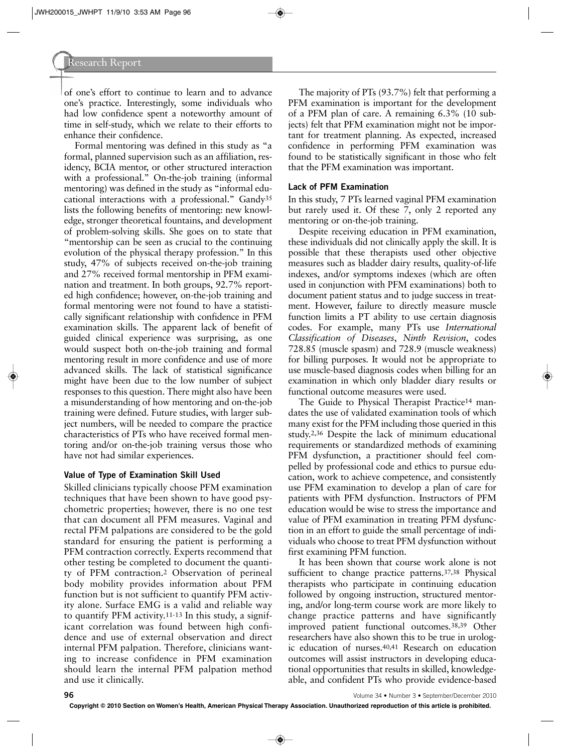of one's effort to continue to learn and to advance one's practice. Interestingly, some individuals who had low confidence spent a noteworthy amount of time in self-study, which we relate to their efforts to enhance their confidence.

Formal mentoring was defined in this study as "a formal, planned supervision such as an affiliation, residency, BCIA mentor, or other structured interaction with a professional." On-the-job training (informal mentoring) was defined in the study as "informal educational interactions with a professional." Gandy[35] lists the following benefits of mentoring: new knowledge, stronger theoretical fountains, and development of problem-solving skills. She goes on to state that "mentorship can be seen as crucial to the continuing evolution of the physical therapy profession." In this study, 47% of subjects received on-the-job training and 27% received formal mentorship in PFM examination and treatment. In both groups, 92.7% reported high confidence; however, on-the-job training and formal mentoring were not found to have a statistically significant relationship with confidence in PFM examination skills. The apparent lack of benefit of guided clinical experience was surprising, as one would suspect both on-the-job training and formal mentoring result in more confidence and use of more advanced skills. The lack of statistical significance might have been due to the low number of subject responses to this question. There might also have been a misunderstanding of how mentoring and on-the-job training were defined. Future studies, with larger subject numbers, will be needed to compare the practice characteristics of PTs who have received formal mentoring and/or on-the-job training versus those who have not had similar experiences.

### Value of Type of Examination Skill Used

Skilled clinicians typically choose PFM examination techniques that have been shown to have good psychometric properties; however, there is no one test that can document all PFM measures. Vaginal and rectal PFM palpations are considered to be the gold standard for ensuring the patient is performing a PFM contraction correctly. Experts recommend that other testing be completed to document the quantity of PFM contraction.[2] Observation of perineal body mobility provides information about PFM function but is not sufficient to quantify PFM activity alone. Surface EMG is a valid and reliable way to quantify PFM activity.[11-13] In this study, a significant correlation was found between high confidence and use of external observation and direct internal PFM palpation. Therefore, clinicians wanting to increase confidence in PFM examination should learn the internal PFM palpation method and use it clinically.

The majority of PTs (93.7%) felt that performing a PFM examination is important for the development of a PFM plan of care. A remaining 6.3% (10 subjects) felt that PFM examination might not be important for treatment planning. As expected, increased confidence in performing PFM examination was found to be statistically significant in those who felt that the PFM examination was important.

### Lack of PFM Examination

In this study, 7 PTs learned vaginal PFM examination but rarely used it. Of these 7, only 2 reported any mentoring or on-the-job training.

Despite receiving education in PFM examination, these individuals did not clinically apply the skill. It is possible that these therapists used other objective measures such as bladder dairy results, quality-of-life indexes, and/or symptoms indexes (which are often used in conjunction with PFM examinations) both to document patient status and to judge success in treatment. However, failure to directly measure muscle function limits a PT ability to use certain diagnosis codes. For example, many PTs use *International Classification of Diseases*, *Ninth Revision*, codes 728.85 (muscle spasm) and 728.9 (muscle weakness) for billing purposes. It would not be appropriate to use muscle-based diagnosis codes when billing for an examination in which only bladder diary results or functional outcome measures were used.

The Guide to Physical Therapist Practice[14] mandates the use of validated examination tools of which many exist for the PFM including those queried in this study.[2,36] Despite the lack of minimum educational requirements or standardized methods of examining PFM dysfunction, a practitioner should feel compelled by professional code and ethics to pursue education, work to achieve competence, and consistently use PFM examination to develop a plan of care for patients with PFM dysfunction. Instructors of PFM education would be wise to stress the importance and value of PFM examination in treating PFM dysfunction in an effort to guide the small percentage of individuals who choose to treat PFM dysfunction without first examining PFM function.

It has been shown that course work alone is not sufficient to change practice patterns.[37,38] Physical therapists who participate in continuing education followed by ongoing instruction, structured mentoring, and/or long-term course work are more likely to change practice patterns and have significantly improved patient functional outcomes.[38,39] Other researchers have also shown this to be true in urologic education of nurses.[40,41] Research on education outcomes will assist instructors in developing educational opportunities that results in skilled, knowledgeable, and confident PTs who provide evidence-based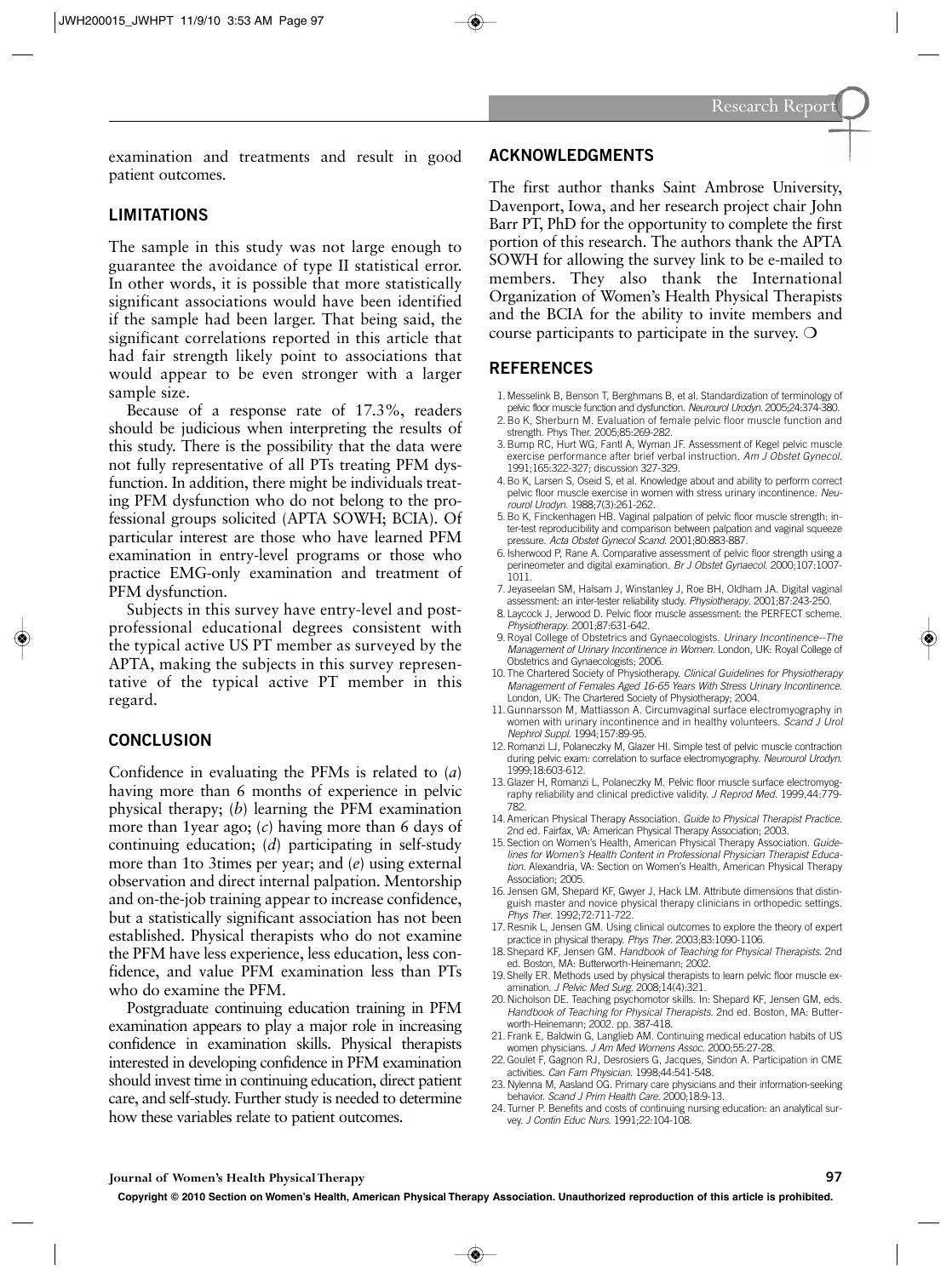examination and treatments and result in good patient outcomes.

## LIMITATIONS

The sample in this study was not large enough to guarantee the avoidance of type II statistical error. In other words, it is possible that more statistically significant associations would have been identified if the sample had been larger. That being said, the significant correlations reported in this article that had fair strength likely point to associations that would appear to be even stronger with a larger sample size.

Because of a response rate of 17.3%, readers should be judicious when interpreting the results of this study. There is the possibility that the data were not fully representative of all PTs treating PFM dysfunction. In addition, there might be individuals treating PFM dysfunction who do not belong to the professional groups solicited (APTA SOWH; BCIA). Of particular interest are those who have learned PFM examination in entry-level programs or those who practice EMG-only examination and treatment of PFM dysfunction.

Subjects in this survey have entry-level and post-professional educational degrees consistent with the typical active US PT member as surveyed by the APTA, making the subjects in this survey representative of the typical active PT member in this regard.

## CONCLUSION

Confidence in evaluating the PFMs is related to (*a*) having more than 6 months of experience in pelvic physical therapy; (*b*) learning the PFM examination more than 1year ago; (*c*) having more than 6 days of continuing education; (*d*) participating in self-study more than 1to 3times per year; and (*e*) using external observation and direct internal palpation. Mentorship and on-the-job training appear to increase confidence, but a statistically significant association has not been established. Physical therapists who do not examine the PFM have less experience, less education, less confidence, and value PFM examination less than PTs who do examine the PFM.

Postgraduate continuing education training in PFM examination appears to play a major role in increasing confidence in examination skills. Physical therapists interested in developing confidence in PFM examination should invest time in continuing education, direct patient care, and self-study. Further study is needed to determine how these variables relate to patient outcomes.

## ACKNOWLEDGMENTS

The first author thanks Saint Ambrose University, Davenport, Iowa, and her research project chair John Barr PT, PhD for the opportunity to complete the first portion of this research. The authors thank the APTA SOWH for allowing the survey link to be e-mailed to members. They also thank the International Organization of Women's Health Physical Therapists and the BCIA for the ability to invite members and course participants to participate in the survey. ❍

## REFERENCES

1. Messelink B, Benson T, Berghmans B, et al. Standardization of terminology of pelvic floor muscle function and dysfunction. *Neurourol Urodyn.* 2005;24:374-380.
2. Bo K, Sherburn M. Evaluation of female pelvic floor muscle function and strength. Phys Ther. 2005;85:269-282.
3. Bump RC, Hurt WG, Fantl A, Wyman JF. Assessment of Kegel pelvic muscle exercise performance after brief verbal instruction. *Am J Obstet Gynecol.* 1991;165:322-327; discussion 327-329.
4. Bo K, Larsen S, Oseid S, et al. Knowledge about and ability to perform correct pelvic floor muscle exercise in women with stress urinary incontinence. *Neurourol Urodyn.* 1988;7(3):261-262.
5. Bo K, Finckenhagen HB. Vaginal palpation of pelvic floor muscle strength: inter-test reproducibility and comparison between palpation and vaginal squeeze pressure. *Acta Obstet Gynecol Scand.* 2001;80:883-887.
6. Isherwood P, Rane A. Comparative assessment of pelvic floor strength using a perineometer and digital examination. *Br J Obstet Gynaecol.* 2000;107:1007-1011.
7. Jeyaseelan SM, Halsam J, Winstanley J, Roe BH, Oldham JA. Digital vaginal assessment: an inter-tester reliability study. *Physiotherapy.* 2001;87:243-250.
8. Laycock J, Jerwood D. Pelvic floor muscle assessment: the PERFECT scheme. *Physiotherapy.* 2001;87:631-642.
9. Royal College of Obstetrics and Gynaecologists. *Urinary Incontinence--The Management of Urinary Incontinence in Women.* London, UK: Royal College of Obstetrics and Gynaecologists; 2006.
10. The Chartered Society of Physiotherapy. *Clinical Guidelines for Physiotherapy Management of Females Aged 16-65 Years With Stress Urinary Incontinence.* London, UK: The Chartered Society of Physiotherapy; 2004.
11. Gunnarsson M, Mattiasson A. Circumvaginal surface electromyography in women with urinary incontinence and in healthy volunteers. *Scand J Urol Nephrol Suppl.* 1994;157:89-95.
12. Romanzi LJ, Polaneczky M, Glazer HI. Simple test of pelvic muscle contraction during pelvic exam: correlation to surface electromyography. *Neurourol Urodyn.* 1999;18:603-612.
13. Glazer H, Romanzi L, Polaneczky M. Pelvic floor muscle surface electromyography reliability and clinical predictive validity. *J Reprod Med.* 1999,44:779-782.
14. American Physical Therapy Association. *Guide to Physical Therapist Practice.* 2nd ed. Fairfax, VA: American Physical Therapy Association; 2003.
15. Section on Women's Health, American Physical Therapy Association. *Guidelines for Women's Health Content in Professional Physician Therapist Education.* Alexandria, VA: Section on Women's Health, American Physical Therapy Association; 2005.
16. Jensen GM, Shepard KF, Gwyer J, Hack LM. Attribute dimensions that distinguish master and novice physical therapy clinicians in orthopedic settings. *Phys Ther.* 1992;72:711-722.
17. Resnik L, Jensen GM. Using clinical outcomes to explore the theory of expert practice in physical therapy. *Phys Ther.* 2003;83:1090-1106.
18. Shepard KF, Jensen GM. *Handbook of Teaching for Physical Therapists.* 2nd ed. Boston, MA: Butterworth-Heinemann; 2002.
19. Shelly ER. Methods used by physical therapists to learn pelvic floor muscle examination. *J Pelvic Med Surg.* 2008;14(4):321.
20. Nicholson DE. Teaching psychomotor skills. In: Shepard KF, Jensen GM, eds. *Handbook of Teaching for Physical Therapists.* 2nd ed. Boston, MA: Butterworth-Heinemann; 2002. pp. 387-418.
21. Frank E, Baldwin G, Langlieb AM. Continuing medical education habits of US women physicians. *J Am Med Womens Assoc.* 2000;55:27-28.
22. Goulet F, Gagnon RJ, Desrosiers G, Jacques, Sindon A. Participation in CME activities. *Can Fam Physician.* 1998;44:541-548.
23. Nylenna M, Aasland OG. Primary care physicians and their information-seeking behavior. *Scand J Prim Health Care.* 2000;18:9-13.
24. Turner P. Benefits and costs of continuing nursing education: an analytical survey. *J Contin Educ Nurs.* 1991;22:104-108.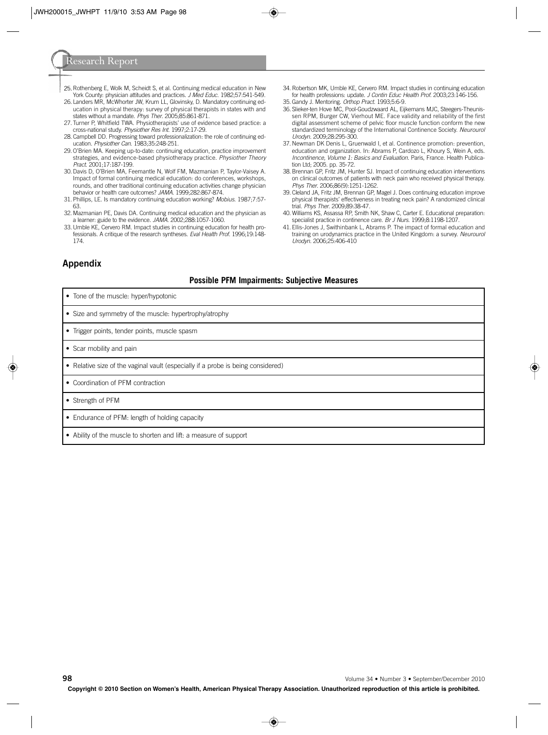25. Rothenberg E, Wolk M, Scheidt S, et al. Continuing medical education in New York County: physician attitudes and practices. *J Med Educ*. 1982;57:541-549.
26. Landers MR, McWhorter JW, Krum LL, Glovinsky, D. Mandatory continuing education in physical therapy: survey of physical therapists in states with and states without a mandate. *Phys Ther*. 2005;85:861-871.
27. Turner P, Whitfield TWA. Physiotherapists' use of evidence based practice: a cross-national study. *Physiother Res Int*. 1997;2:17-29.
28. Campbell DD. Progressing toward professionalization: the role of continuing education. *Physiother Can*. 1983;35:248-251.
29. O'Brien MA. Keeping up-to-date: continuing education, practice improvement strategies, and evidence-based physiotherapy practice. *Physiother Theory Pract*. 2001;17:187-199.
30. Davis D, O'Brien MA, Feemantle N, Wolf FM, Mazmanian P, Taylor-Vaisey A. Impact of formal continuing medical education: do conferences, workshops, rounds, and other traditional continuing education activities change physician behavior or health care outcomes? *JAMA*. 1999;282:867-874.
31. Phillips, LE. Is mandatory continuing education working? *Mobius*. 1987;7:57-63.
32. Mazmanian PE, Davis DA. Continuing medical education and the physician as a learner: guide to the evidence. *JAMA*. 2002;288:1057-1060.
33. Umble KE, Cervero RM. Impact studies in continuing education for health professionals. A critique of the research syntheses. *Eval Health Prof*. 1996;19:148-174.
34. Robertson MK, Umble KE, Cervero RM. Impact studies in continuing education for health professions: update. *J Contin Educ Health Prof*. 2003;23:146-156.
35. Gandy J. Mentoring. *Orthop Pract*. 1993;5:6-9.
36. Slieker-ten Hove MC, Pool-Goudzwaard AL, Eijkemans MJC, Steegers-Theunissen RPM, Burger CW, Vierhout ME. Face validity and reliability of the first digital assessment scheme of pelvic floor muscle function conform the new standardized terminology of the International Continence Society. *Neurourol Urodyn*. 2009;28:295-300.
37. Newman DK Denis L, Gruenwald I, et al. Continence promotion: prevention, education and organization. In: Abrams P, Cardozo L, Khoury S, Wein A, eds. *Incontinence, Volume 1: Basics and Evaluation*. Paris, France. Health Publication Ltd; 2005. pp. 35-72.
38. Brennan GP, Fritz JM, Hunter SJ. Impact of continuing education interventions on clinical outcomes of patients with neck pain who received physical therapy. *Phys Ther*. 2006;86(9):1251-1262.
39. Cleland JA, Fritz JM, Brennan GP, Magel J. Does continuing education improve physical therapists' effectiveness in treating neck pain? A randomized clinical trial. *Phys Ther*. 2009;89:38-47.
40. Williams KS, Assassa RP, Smith NK, Shaw C, Carter E. Educational preparation: specialist practice in continence care. *Br J Nurs*. 1999;8:1198-1207.
41. Ellis-Jones J, Swithinbank L, Abrams P. The impact of formal education and training on urodynamics practice in the United Kingdom: a survey. *Neurourol Urodyn*. 2006;25:406-410

## Appendix

**Possible PFM Impairments: Subjective Measures**

| |
|---|
| • Tone of the muscle: hyper/hypotonic |
| • Size and symmetry of the muscle: hypertrophy/atrophy |
| • Trigger points, tender points, muscle spasm |
| • Scar mobility and pain |
| • Relative size of the vaginal vault (especially if a probe is being considered) |
| • Coordination of PFM contraction |
| • Strength of PFM |
| • Endurance of PFM: length of holding capacity |
| • Ability of the muscle to shorten and lift: a measure of support |